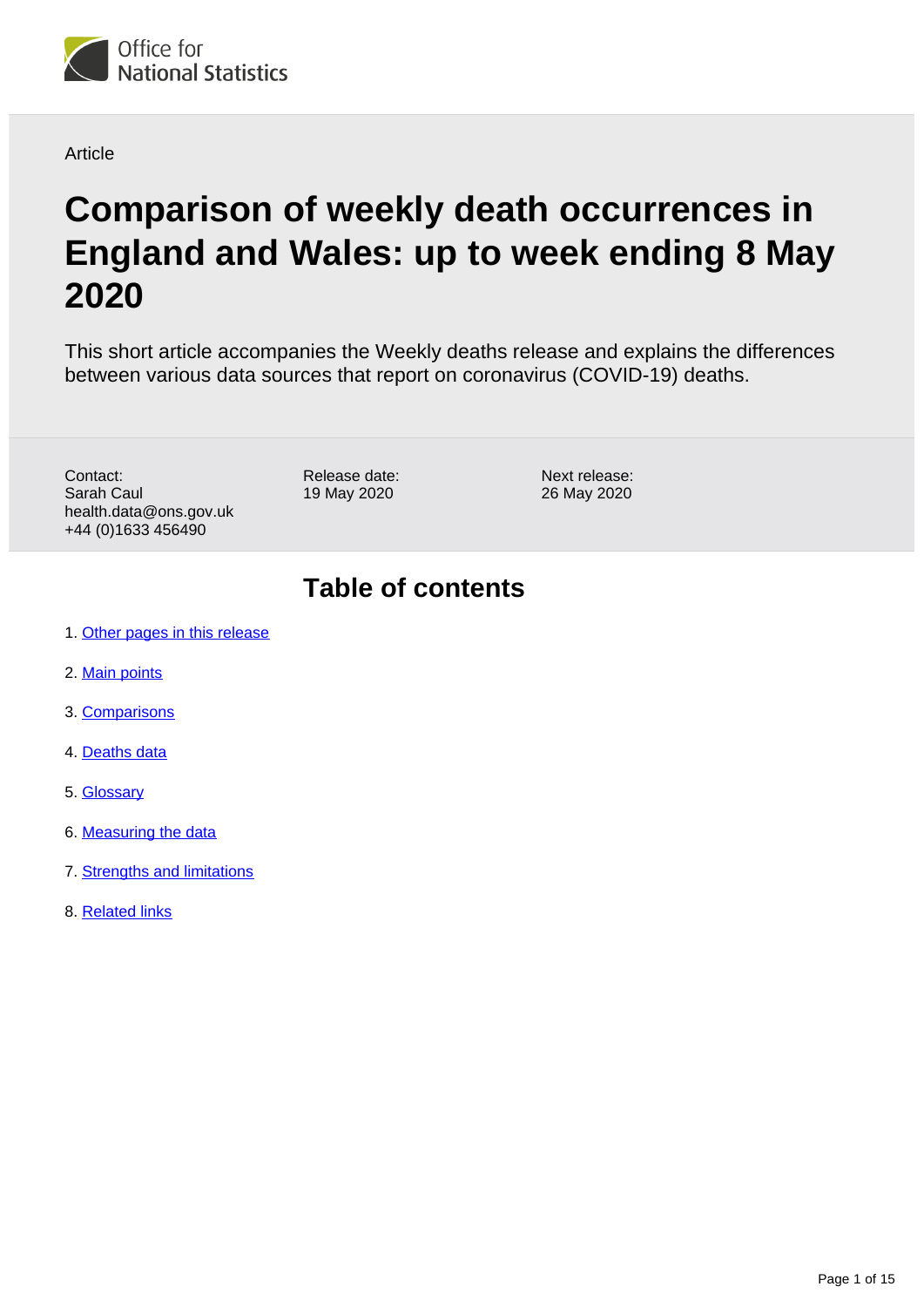Office for National Statistics

Article

# Comparison of weekly death occurrences in England and Wales: up to week ending 8 May 2020

This short article accompanies the Weekly deaths release and explains the differences between various data sources that report on coronavirus (COVID-19) deaths.

Contact:
Sarah Caul
health.data@ons.gov.uk
+44 (0)1633 456490

Release date:
19 May 2020

Next release:
26 May 2020

## Table of contents

1. Other pages in this release
2. Main points
3. Comparisons
4. Deaths data
5. Glossary
6. Measuring the data
7. Strengths and limitations
8. Related links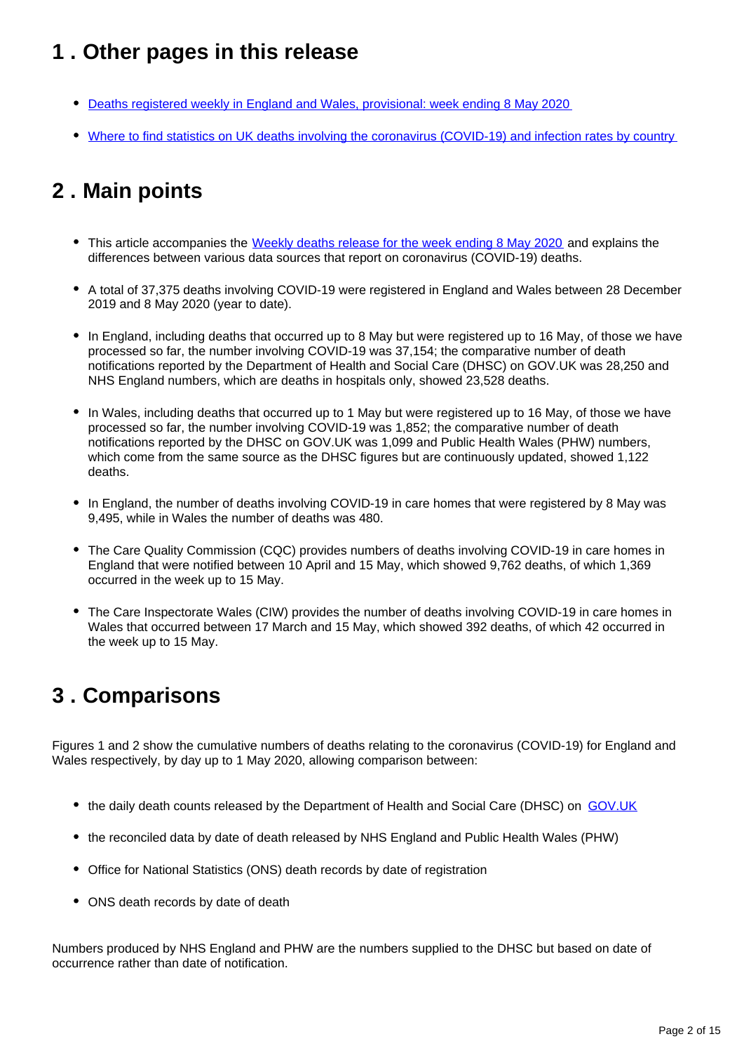## 1 . Other pages in this release

- Deaths registered weekly in England and Wales, provisional: week ending 8 May 2020
- Where to find statistics on UK deaths involving the coronavirus (COVID-19) and infection rates by country

## 2 . Main points

- This article accompanies the Weekly deaths release for the week ending 8 May 2020 and explains the differences between various data sources that report on coronavirus (COVID-19) deaths.
- A total of 37,375 deaths involving COVID-19 were registered in England and Wales between 28 December 2019 and 8 May 2020 (year to date).
- In England, including deaths that occurred up to 8 May but were registered up to 16 May, of those we have processed so far, the number involving COVID-19 was 37,154; the comparative number of death notifications reported by the Department of Health and Social Care (DHSC) on GOV.UK was 28,250 and NHS England numbers, which are deaths in hospitals only, showed 23,528 deaths.
- In Wales, including deaths that occurred up to 1 May but were registered up to 16 May, of those we have processed so far, the number involving COVID-19 was 1,852; the comparative number of death notifications reported by the DHSC on GOV.UK was 1,099 and Public Health Wales (PHW) numbers, which come from the same source as the DHSC figures but are continuously updated, showed 1,122 deaths.
- In England, the number of deaths involving COVID-19 in care homes that were registered by 8 May was 9,495, while in Wales the number of deaths was 480.
- The Care Quality Commission (CQC) provides numbers of deaths involving COVID-19 in care homes in England that were notified between 10 April and 15 May, which showed 9,762 deaths, of which 1,369 occurred in the week up to 15 May.
- The Care Inspectorate Wales (CIW) provides the number of deaths involving COVID-19 in care homes in Wales that occurred between 17 March and 15 May, which showed 392 deaths, of which 42 occurred in the week up to 15 May.

## 3 . Comparisons

Figures 1 and 2 show the cumulative numbers of deaths relating to the coronavirus (COVID-19) for England and Wales respectively, by day up to 1 May 2020, allowing comparison between:

- the daily death counts released by the Department of Health and Social Care (DHSC) on GOV.UK
- the reconciled data by date of death released by NHS England and Public Health Wales (PHW)
- Office for National Statistics (ONS) death records by date of registration
- ONS death records by date of death

Numbers produced by NHS England and PHW are the numbers supplied to the DHSC but based on date of occurrence rather than date of notification.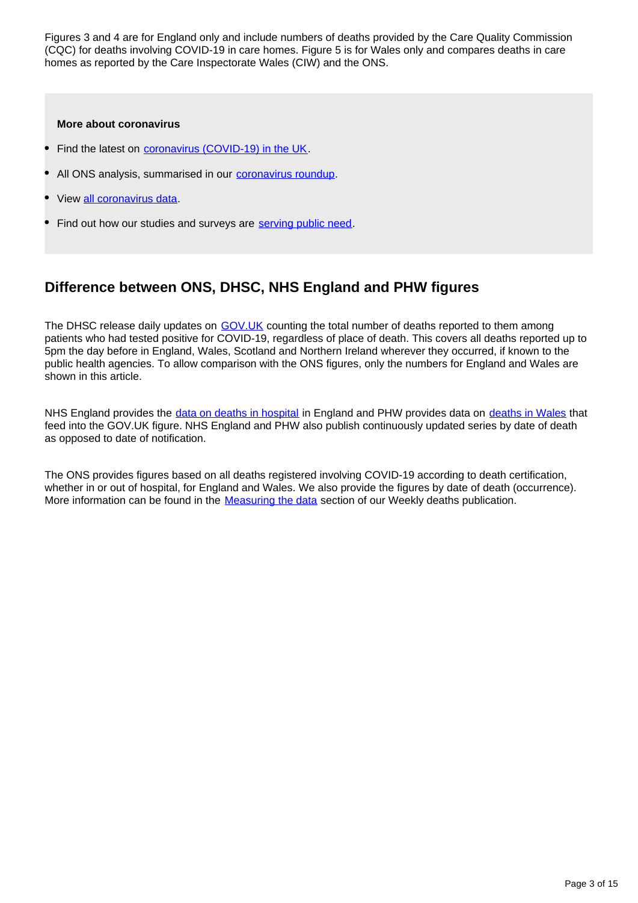Figures 3 and 4 are for England only and include numbers of deaths provided by the Care Quality Commission (CQC) for deaths involving COVID-19 in care homes. Figure 5 is for Wales only and compares deaths in care homes as reported by the Care Inspectorate Wales (CIW) and the ONS.

**More about coronavirus**

- Find the latest on coronavirus (COVID-19) in the UK.
- All ONS analysis, summarised in our coronavirus roundup.
- View all coronavirus data.
- Find out how our studies and surveys are serving public need.

## Difference between ONS, DHSC, NHS England and PHW figures

The DHSC release daily updates on GOV.UK counting the total number of deaths reported to them among patients who had tested positive for COVID-19, regardless of place of death. This covers all deaths reported up to 5pm the day before in England, Wales, Scotland and Northern Ireland wherever they occurred, if known to the public health agencies. To allow comparison with the ONS figures, only the numbers for England and Wales are shown in this article.

NHS England provides the data on deaths in hospital in England and PHW provides data on deaths in Wales that feed into the GOV.UK figure. NHS England and PHW also publish continuously updated series by date of death as opposed to date of notification.

The ONS provides figures based on all deaths registered involving COVID-19 according to death certification, whether in or out of hospital, for England and Wales. We also provide the figures by date of death (occurrence). More information can be found in the Measuring the data section of our Weekly deaths publication.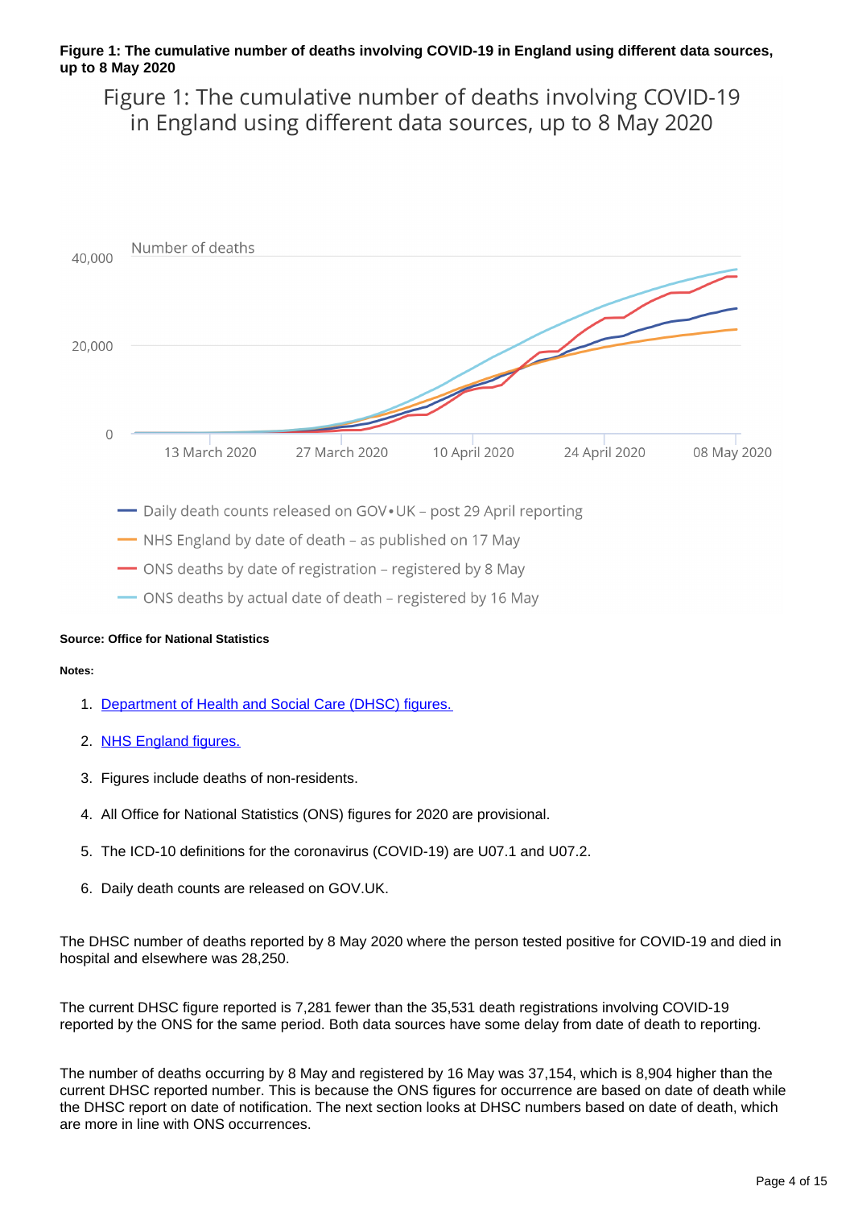**Figure 1: The cumulative number of deaths involving COVID-19 in England using different data sources, up to 8 May 2020**

Figure 1: The cumulative number of deaths involving COVID-19 in England using different data sources, up to 8 May 2020

Number of deaths

40,000

20,000

0

13 March 2020 | 27 March 2020 | 10 April 2020 | 24 April 2020 | 08 May 2020

- Daily death counts released on GOV•UK – post 29 April reporting
- NHS England by date of death – as published on 17 May
- ONS deaths by date of registration – registered by 8 May
- ONS deaths by actual date of death – registered by 16 May

**Source: Office for National Statistics**

**Notes:**

1. Department of Health and Social Care (DHSC) figures.
2. NHS England figures.
3. Figures include deaths of non-residents.
4. All Office for National Statistics (ONS) figures for 2020 are provisional.
5. The ICD-10 definitions for the coronavirus (COVID-19) are U07.1 and U07.2.
6. Daily death counts are released on GOV.UK.

The DHSC number of deaths reported by 8 May 2020 where the person tested positive for COVID-19 and died in hospital and elsewhere was 28,250.

The current DHSC figure reported is 7,281 fewer than the 35,531 death registrations involving COVID-19 reported by the ONS for the same period. Both data sources have some delay from date of death to reporting.

The number of deaths occurring by 8 May and registered by 16 May was 37,154, which is 8,904 higher than the current DHSC reported number. This is because the ONS figures for occurrence are based on date of death while the DHSC report on date of notification. The next section looks at DHSC numbers based on date of death, which are more in line with ONS occurrences.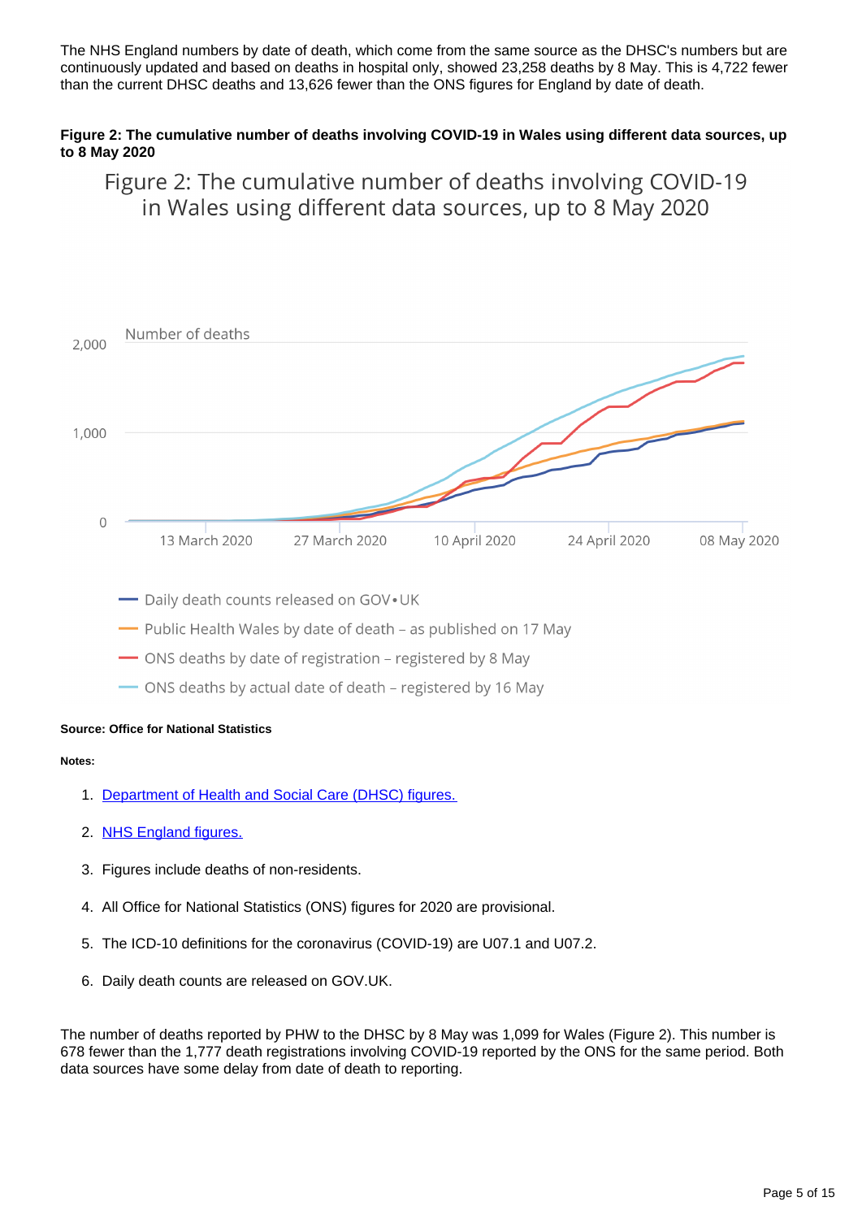The NHS England numbers by date of death, which come from the same source as the DHSC's numbers but are continuously updated and based on deaths in hospital only, showed 23,258 deaths by 8 May. This is 4,722 fewer than the current DHSC deaths and 13,626 fewer than the ONS figures for England by date of death.

**Figure 2: The cumulative number of deaths involving COVID-19 in Wales using different data sources, up to 8 May 2020**

Figure 2: The cumulative number of deaths involving COVID-19 in Wales using different data sources, up to 8 May 2020

Number of deaths

2,000

1,000

0

13 March 2020 | 27 March 2020 | 10 April 2020 | 24 April 2020 | 08 May 2020

- Daily death counts released on GOV•UK
- Public Health Wales by date of death – as published on 17 May
- ONS deaths by date of registration – registered by 8 May
- ONS deaths by actual date of death – registered by 16 May

**Source: Office for National Statistics**

**Notes:**

1. Department of Health and Social Care (DHSC) figures.
2. NHS England figures.
3. Figures include deaths of non-residents.
4. All Office for National Statistics (ONS) figures for 2020 are provisional.
5. The ICD-10 definitions for the coronavirus (COVID-19) are U07.1 and U07.2.
6. Daily death counts are released on GOV.UK.

The number of deaths reported by PHW to the DHSC by 8 May was 1,099 for Wales (Figure 2). This number is 678 fewer than the 1,777 death registrations involving COVID-19 reported by the ONS for the same period. Both data sources have some delay from date of death to reporting.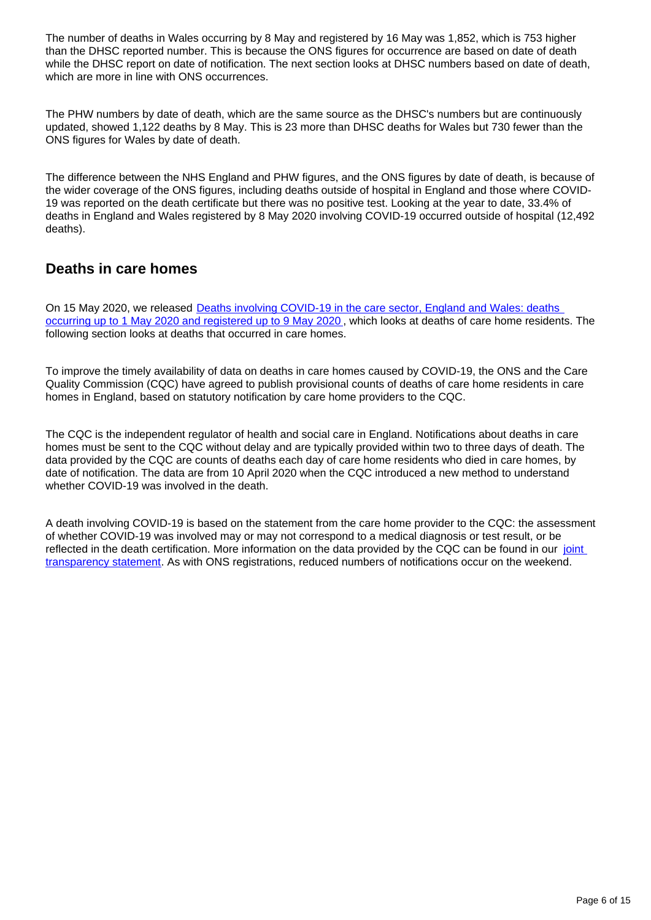The number of deaths in Wales occurring by 8 May and registered by 16 May was 1,852, which is 753 higher than the DHSC reported number. This is because the ONS figures for occurrence are based on date of death while the DHSC report on date of notification. The next section looks at DHSC numbers based on date of death, which are more in line with ONS occurrences.

The PHW numbers by date of death, which are the same source as the DHSC's numbers but are continuously updated, showed 1,122 deaths by 8 May. This is 23 more than DHSC deaths for Wales but 730 fewer than the ONS figures for Wales by date of death.

The difference between the NHS England and PHW figures, and the ONS figures by date of death, is because of the wider coverage of the ONS figures, including deaths outside of hospital in England and those where COVID-19 was reported on the death certificate but there was no positive test. Looking at the year to date, 33.4% of deaths in England and Wales registered by 8 May 2020 involving COVID-19 occurred outside of hospital (12,492 deaths).

## Deaths in care homes

On 15 May 2020, we released [Deaths involving COVID-19 in the care sector, England and Wales: deaths occurring up to 1 May 2020 and registered up to 9 May 2020](), which looks at deaths of care home residents. The following section looks at deaths that occurred in care homes.

To improve the timely availability of data on deaths in care homes caused by COVID-19, the ONS and the Care Quality Commission (CQC) have agreed to publish provisional counts of deaths of care home residents in care homes in England, based on statutory notification by care home providers to the CQC.

The CQC is the independent regulator of health and social care in England. Notifications about deaths in care homes must be sent to the CQC without delay and are typically provided within two to three days of death. The data provided by the CQC are counts of deaths each day of care home residents who died in care homes, by date of notification. The data are from 10 April 2020 when the CQC introduced a new method to understand whether COVID-19 was involved in the death.

A death involving COVID-19 is based on the statement from the care home provider to the CQC: the assessment of whether COVID-19 was involved may or may not correspond to a medical diagnosis or test result, or be reflected in the death certification. More information on the data provided by the CQC can be found in our [joint transparency statement](). As with ONS registrations, reduced numbers of notifications occur on the weekend.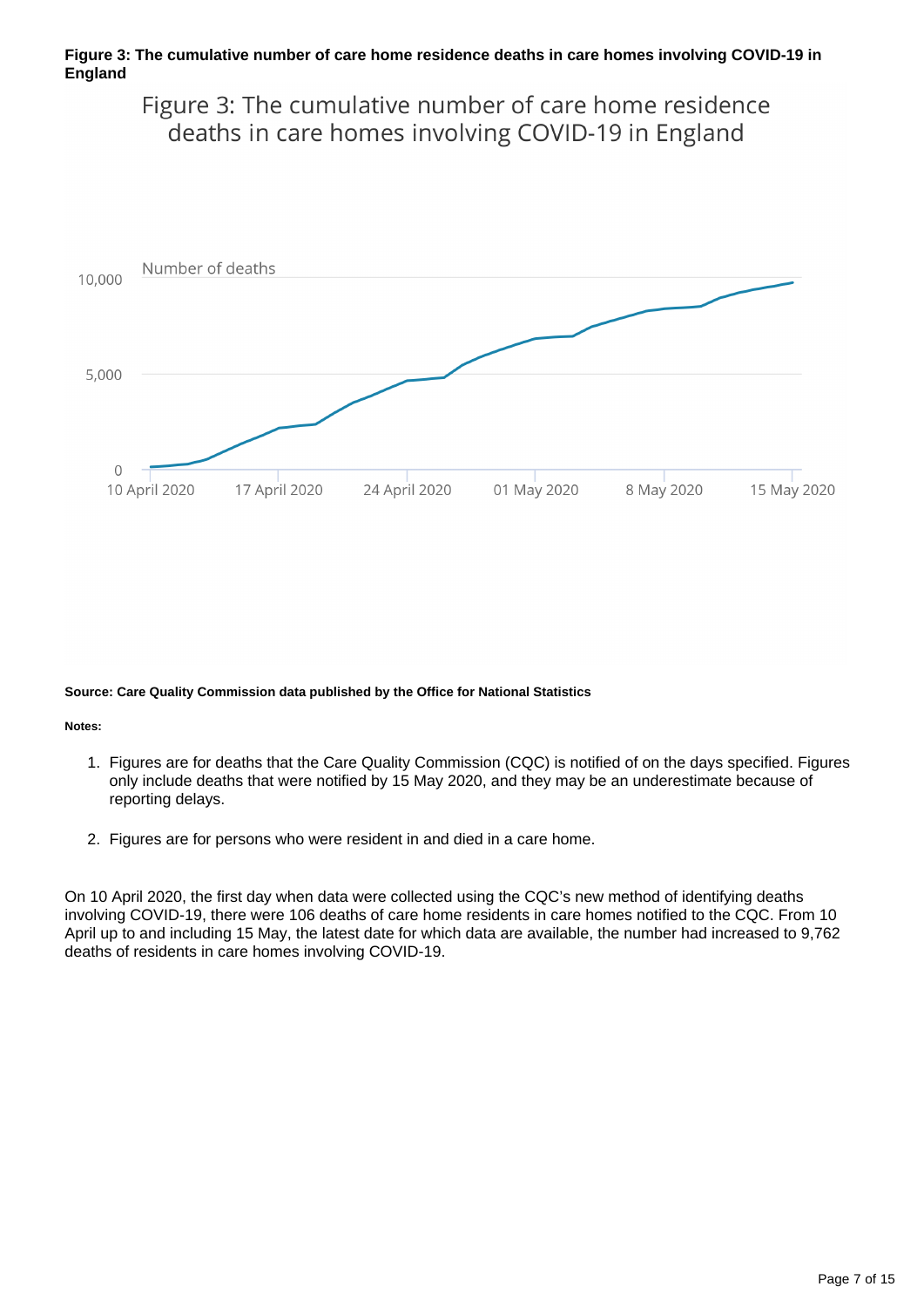**Figure 3: The cumulative number of care home residence deaths in care homes involving COVID-19 in England**

Figure 3: The cumulative number of care home residence deaths in care homes involving COVID-19 in England

Number of deaths

10,000

5,000

0

10 April 2020 | 17 April 2020 | 24 April 2020 | 01 May 2020 | 8 May 2020 | 15 May 2020

**Source: Care Quality Commission data published by the Office for National Statistics**

**Notes:**

1. Figures are for deaths that the Care Quality Commission (CQC) is notified of on the days specified. Figures only include deaths that were notified by 15 May 2020, and they may be an underestimate because of reporting delays.

2. Figures are for persons who were resident in and died in a care home.

On 10 April 2020, the first day when data were collected using the CQC's new method of identifying deaths involving COVID-19, there were 106 deaths of care home residents in care homes notified to the CQC. From 10 April up to and including 15 May, the latest date for which data are available, the number had increased to 9,762 deaths of residents in care homes involving COVID-19.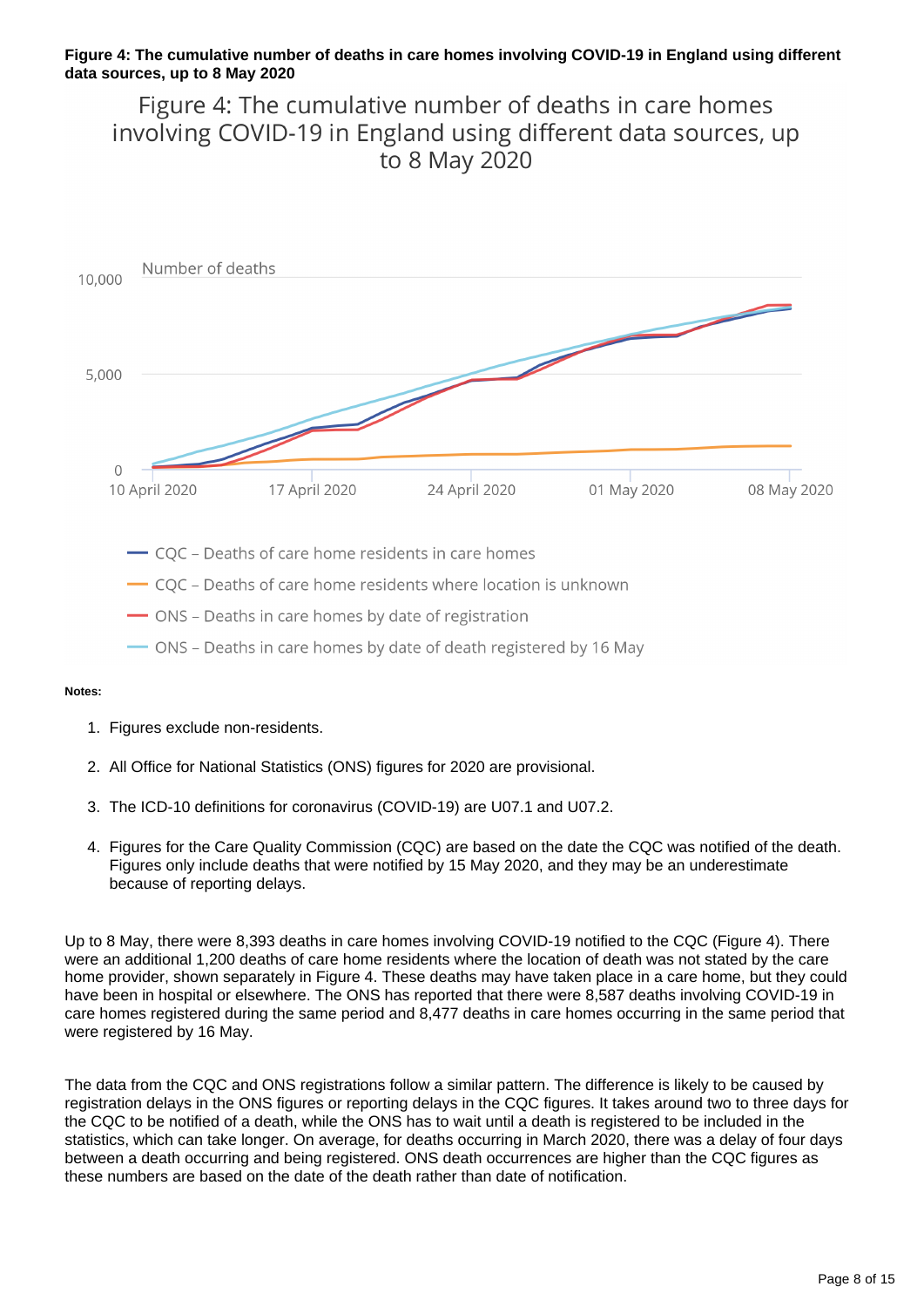**Figure 4: The cumulative number of deaths in care homes involving COVID-19 in England using different data sources, up to 8 May 2020**

Figure 4: The cumulative number of deaths in care homes involving COVID-19 in England using different data sources, up to 8 May 2020

Number of deaths

- CQC – Deaths of care home residents in care homes
- CQC – Deaths of care home residents where location is unknown
- ONS – Deaths in care homes by date of registration
- ONS – Deaths in care homes by date of death registered by 16 May

**Notes:**

1. Figures exclude non-residents.
2. All Office for National Statistics (ONS) figures for 2020 are provisional.
3. The ICD-10 definitions for coronavirus (COVID-19) are U07.1 and U07.2.
4. Figures for the Care Quality Commission (CQC) are based on the date the CQC was notified of the death. Figures only include deaths that were notified by 15 May 2020, and they may be an underestimate because of reporting delays.

Up to 8 May, there were 8,393 deaths in care homes involving COVID-19 notified to the CQC (Figure 4). There were an additional 1,200 deaths of care home residents where the location of death was not stated by the care home provider, shown separately in Figure 4. These deaths may have taken place in a care home, but they could have been in hospital or elsewhere. The ONS has reported that there were 8,587 deaths involving COVID-19 in care homes registered during the same period and 8,477 deaths in care homes occurring in the same period that were registered by 16 May.

The data from the CQC and ONS registrations follow a similar pattern. The difference is likely to be caused by registration delays in the ONS figures or reporting delays in the CQC figures. It takes around two to three days for the CQC to be notified of a death, while the ONS has to wait until a death is registered to be included in the statistics, which can take longer. On average, for deaths occurring in March 2020, there was a delay of four days between a death occurring and being registered. ONS death occurrences are higher than the CQC figures as these numbers are based on the date of the death rather than date of notification.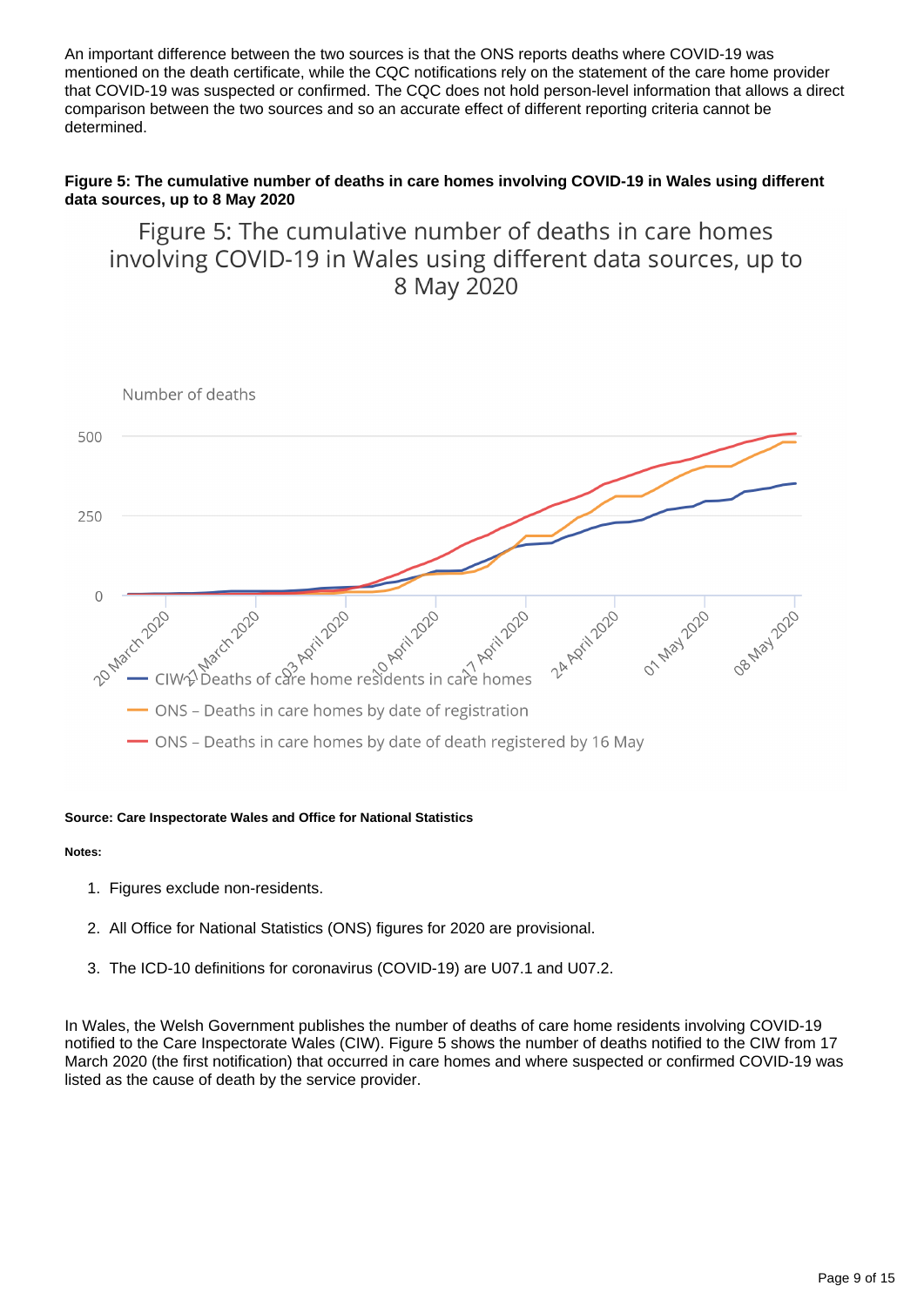An important difference between the two sources is that the ONS reports deaths where COVID-19 was mentioned on the death certificate, while the CQC notifications rely on the statement of the care home provider that COVID-19 was suspected or confirmed. The CQC does not hold person-level information that allows a direct comparison between the two sources and so an accurate effect of different reporting criteria cannot be determined.

**Figure 5: The cumulative number of deaths in care homes involving COVID-19 in Wales using different data sources, up to 8 May 2020**

Figure 5: The cumulative number of deaths in care homes involving COVID-19 in Wales using different data sources, up to 8 May 2020

Number of deaths

500

250

0

20 March 2020, 27 March 2020, 03 April 2020, 10 April 2020, 17 April 2020, 24 April 2020, 01 May 2020, 08 May 2020

CIW – Deaths of care home residents in care homes

ONS – Deaths in care homes by date of registration

ONS – Deaths in care homes by date of death registered by 16 May

**Source: Care Inspectorate Wales and Office for National Statistics**

**Notes:**

1. Figures exclude non-residents.
2. All Office for National Statistics (ONS) figures for 2020 are provisional.
3. The ICD-10 definitions for coronavirus (COVID-19) are U07.1 and U07.2.

In Wales, the Welsh Government publishes the number of deaths of care home residents involving COVID-19 notified to the Care Inspectorate Wales (CIW). Figure 5 shows the number of deaths notified to the CIW from 17 March 2020 (the first notification) that occurred in care homes and where suspected or confirmed COVID-19 was listed as the cause of death by the service provider.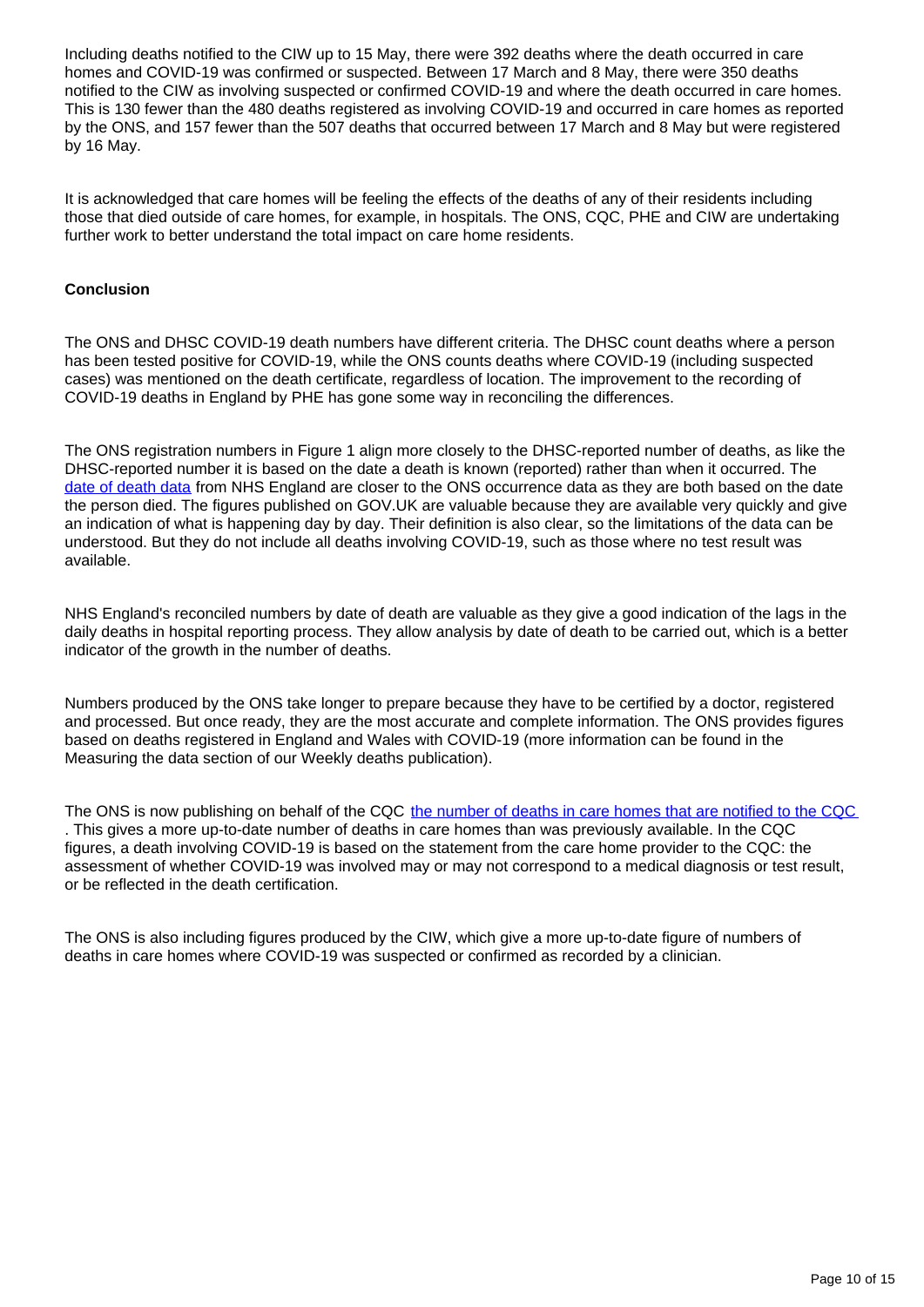Including deaths notified to the CIW up to 15 May, there were 392 deaths where the death occurred in care homes and COVID-19 was confirmed or suspected. Between 17 March and 8 May, there were 350 deaths notified to the CIW as involving suspected or confirmed COVID-19 and where the death occurred in care homes. This is 130 fewer than the 480 deaths registered as involving COVID-19 and occurred in care homes as reported by the ONS, and 157 fewer than the 507 deaths that occurred between 17 March and 8 May but were registered by 16 May.

It is acknowledged that care homes will be feeling the effects of the deaths of any of their residents including those that died outside of care homes, for example, in hospitals. The ONS, CQC, PHE and CIW are undertaking further work to better understand the total impact on care home residents.

**Conclusion**

The ONS and DHSC COVID-19 death numbers have different criteria. The DHSC count deaths where a person has been tested positive for COVID-19, while the ONS counts deaths where COVID-19 (including suspected cases) was mentioned on the death certificate, regardless of location. The improvement to the recording of COVID-19 deaths in England by PHE has gone some way in reconciling the differences.

The ONS registration numbers in Figure 1 align more closely to the DHSC-reported number of deaths, as like the DHSC-reported number it is based on the date a death is known (reported) rather than when it occurred. The [date of death data](#) from NHS England are closer to the ONS occurrence data as they are both based on the date the person died. The figures published on GOV.UK are valuable because they are available very quickly and give an indication of what is happening day by day. Their definition is also clear, so the limitations of the data can be understood. But they do not include all deaths involving COVID-19, such as those where no test result was available.

NHS England's reconciled numbers by date of death are valuable as they give a good indication of the lags in the daily deaths in hospital reporting process. They allow analysis by date of death to be carried out, which is a better indicator of the growth in the number of deaths.

Numbers produced by the ONS take longer to prepare because they have to be certified by a doctor, registered and processed. But once ready, they are the most accurate and complete information. The ONS provides figures based on deaths registered in England and Wales with COVID-19 (more information can be found in the Measuring the data section of our Weekly deaths publication).

The ONS is now publishing on behalf of the CQC [the number of deaths in care homes that are notified to the CQC](#). This gives a more up-to-date number of deaths in care homes than was previously available. In the CQC figures, a death involving COVID-19 is based on the statement from the care home provider to the CQC: the assessment of whether COVID-19 was involved may or may not correspond to a medical diagnosis or test result, or be reflected in the death certification.

The ONS is also including figures produced by the CIW, which give a more up-to-date figure of numbers of deaths in care homes where COVID-19 was suspected or confirmed as recorded by a clinician.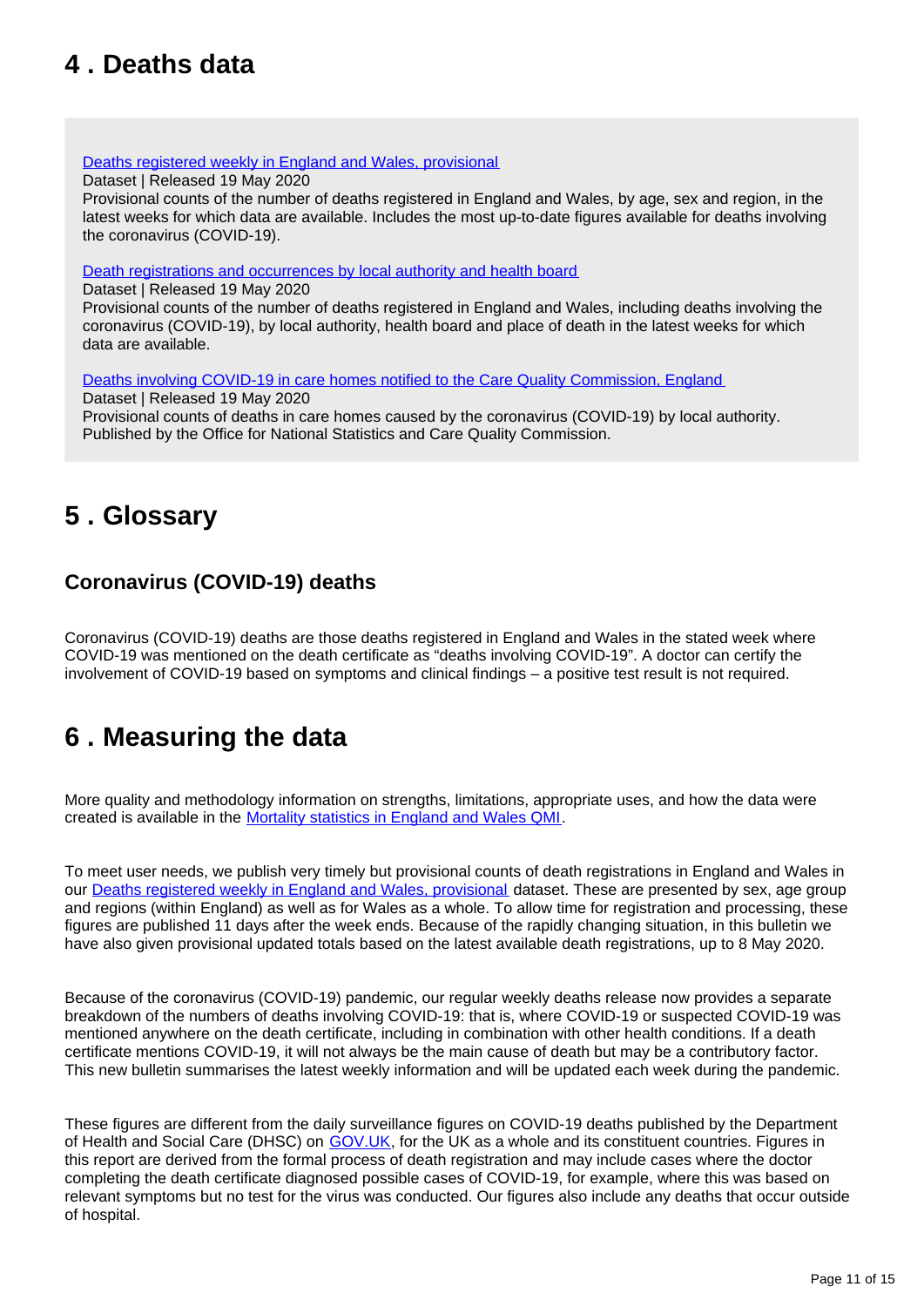## 4 . Deaths data

[Deaths registered weekly in England and Wales, provisional](#)
Dataset | Released 19 May 2020
Provisional counts of the number of deaths registered in England and Wales, by age, sex and region, in the latest weeks for which data are available. Includes the most up-to-date figures available for deaths involving the coronavirus (COVID-19).

[Death registrations and occurrences by local authority and health board](#)
Dataset | Released 19 May 2020
Provisional counts of the number of deaths registered in England and Wales, including deaths involving the coronavirus (COVID-19), by local authority, health board and place of death in the latest weeks for which data are available.

[Deaths involving COVID-19 in care homes notified to the Care Quality Commission, England](#)
Dataset | Released 19 May 2020
Provisional counts of deaths in care homes caused by the coronavirus (COVID-19) by local authority. Published by the Office for National Statistics and Care Quality Commission.

## 5 . Glossary

### Coronavirus (COVID-19) deaths

Coronavirus (COVID-19) deaths are those deaths registered in England and Wales in the stated week where COVID-19 was mentioned on the death certificate as "deaths involving COVID-19". A doctor can certify the involvement of COVID-19 based on symptoms and clinical findings – a positive test result is not required.

## 6 . Measuring the data

More quality and methodology information on strengths, limitations, appropriate uses, and how the data were created is available in the [Mortality statistics in England and Wales QMI](#).

To meet user needs, we publish very timely but provisional counts of death registrations in England and Wales in our [Deaths registered weekly in England and Wales, provisional](#) dataset. These are presented by sex, age group and regions (within England) as well as for Wales as a whole. To allow time for registration and processing, these figures are published 11 days after the week ends. Because of the rapidly changing situation, in this bulletin we have also given provisional updated totals based on the latest available death registrations, up to 8 May 2020.

Because of the coronavirus (COVID-19) pandemic, our regular weekly deaths release now provides a separate breakdown of the numbers of deaths involving COVID-19: that is, where COVID-19 or suspected COVID-19 was mentioned anywhere on the death certificate, including in combination with other health conditions. If a death certificate mentions COVID-19, it will not always be the main cause of death but may be a contributory factor. This new bulletin summarises the latest weekly information and will be updated each week during the pandemic.

These figures are different from the daily surveillance figures on COVID-19 deaths published by the Department of Health and Social Care (DHSC) on [GOV.UK](#), for the UK as a whole and its constituent countries. Figures in this report are derived from the formal process of death registration and may include cases where the doctor completing the death certificate diagnosed possible cases of COVID-19, for example, where this was based on relevant symptoms but no test for the virus was conducted. Our figures also include any deaths that occur outside of hospital.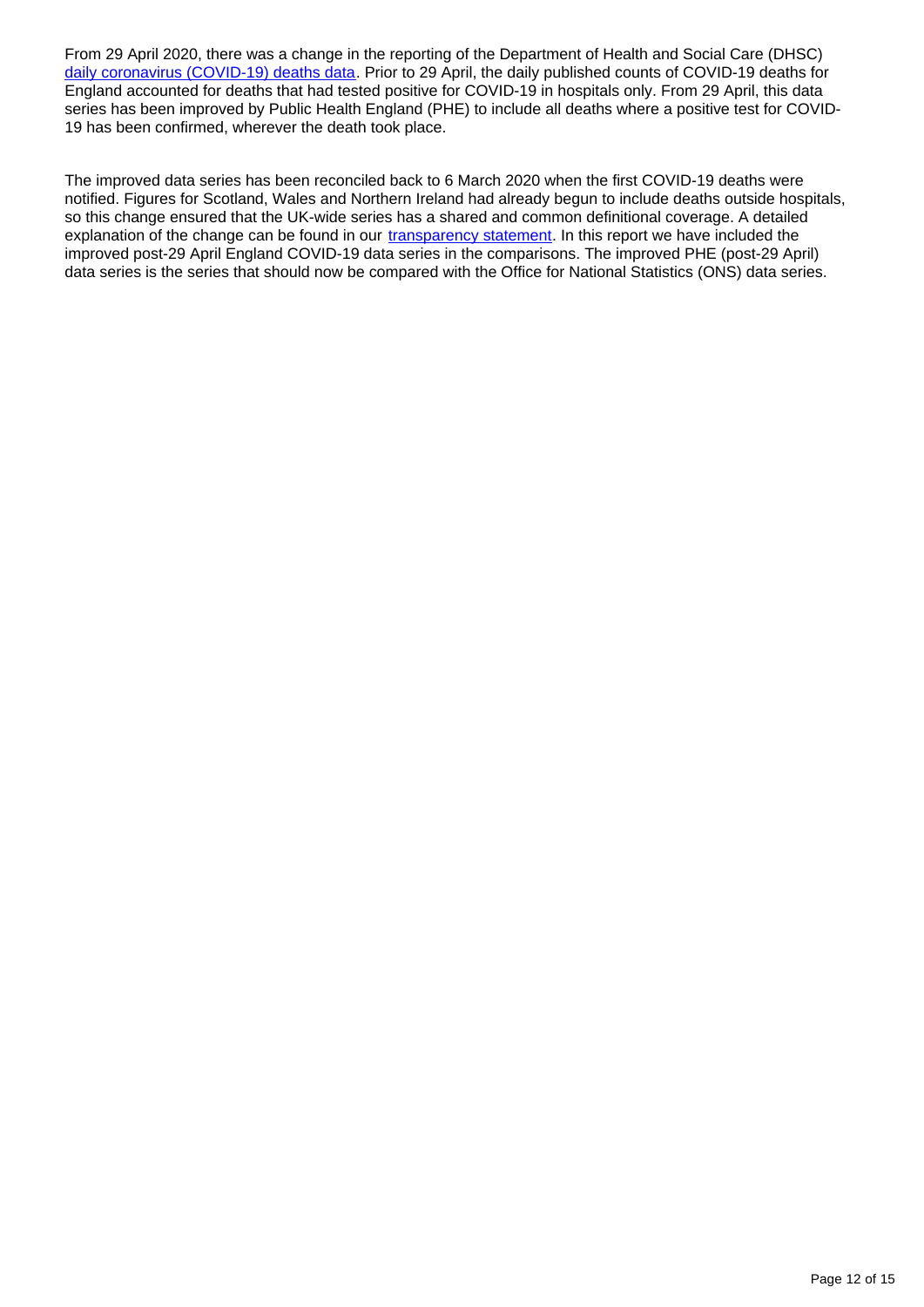From 29 April 2020, there was a change in the reporting of the Department of Health and Social Care (DHSC) [daily coronavirus (COVID-19) deaths data](). Prior to 29 April, the daily published counts of COVID-19 deaths for England accounted for deaths that had tested positive for COVID-19 in hospitals only. From 29 April, this data series has been improved by Public Health England (PHE) to include all deaths where a positive test for COVID-19 has been confirmed, wherever the death took place.

The improved data series has been reconciled back to 6 March 2020 when the first COVID-19 deaths were notified. Figures for Scotland, Wales and Northern Ireland had already begun to include deaths outside hospitals, so this change ensured that the UK-wide series has a shared and common definitional coverage. A detailed explanation of the change can be found in our [transparency statement](). In this report we have included the improved post-29 April England COVID-19 data series in the comparisons. The improved PHE (post-29 April) data series is the series that should now be compared with the Office for National Statistics (ONS) data series.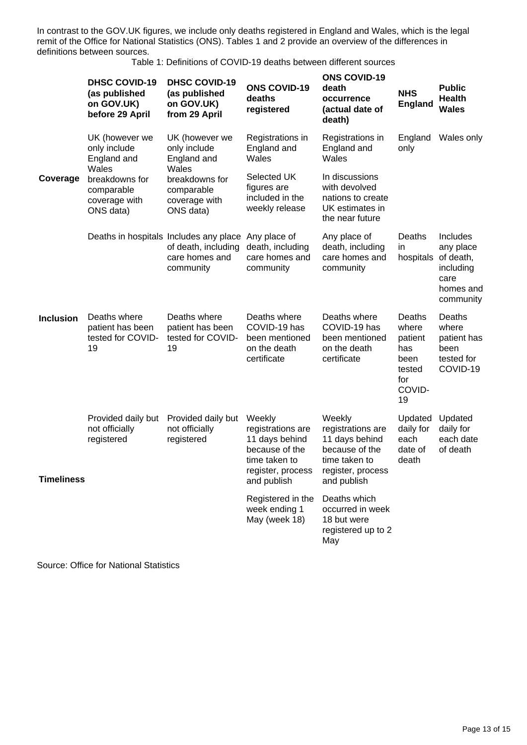In contrast to the GOV.UK figures, we include only deaths registered in England and Wales, which is the legal remit of the Office for National Statistics (ONS). Tables 1 and 2 provide an overview of the differences in definitions between sources.

Table 1: Definitions of COVID-19 deaths between different sources

| | DHSC COVID-19 (as published on GOV.UK) before 29 April | DHSC COVID-19 (as published on GOV.UK) from 29 April | ONS COVID-19 deaths registered | ONS COVID-19 death occurrence (actual date of death) | NHS England | Public Health Wales |
|---|---|---|---|---|---|---|
| Coverage | UK (however we only include England and Wales breakdowns for comparable coverage with ONS data) | UK (however we only include England and Wales breakdowns for comparable coverage with ONS data) | Registrations in England and Wales | Registrations in England and Wales | England only | Wales only |
| | | | Selected UK figures are included in the weekly release | In discussions with devolved nations to create UK estimates in the near future | | |
| Inclusion | Deaths in hospitals | Includes any place of death, including care homes and community | Any place of death, including care homes and community | Any place of death, including care homes and community | Deaths in hospitals | Includes any place of death, including care homes and community |
| | Deaths where patient has been tested for COVID-19 | Deaths where patient has been tested for COVID-19 | Deaths where COVID-19 has been mentioned on the death certificate | Deaths where COVID-19 has been mentioned on the death certificate | Deaths where patient has been tested for COVID-19 | Deaths where patient has been tested for COVID-19 |
| Timeliness | Provided daily but not officially registered | Provided daily but not officially registered | Weekly registrations are 11 days behind because of the time taken to register, process and publish | Weekly registrations are 11 days behind because of the time taken to register, process and publish | Updated daily for each date of death | Updated daily for each date of death |
| | | | Registered in the week ending 1 May (week 18) | Deaths which occurred in week 18 but were registered up to 2 May | | |

Source: Office for National Statistics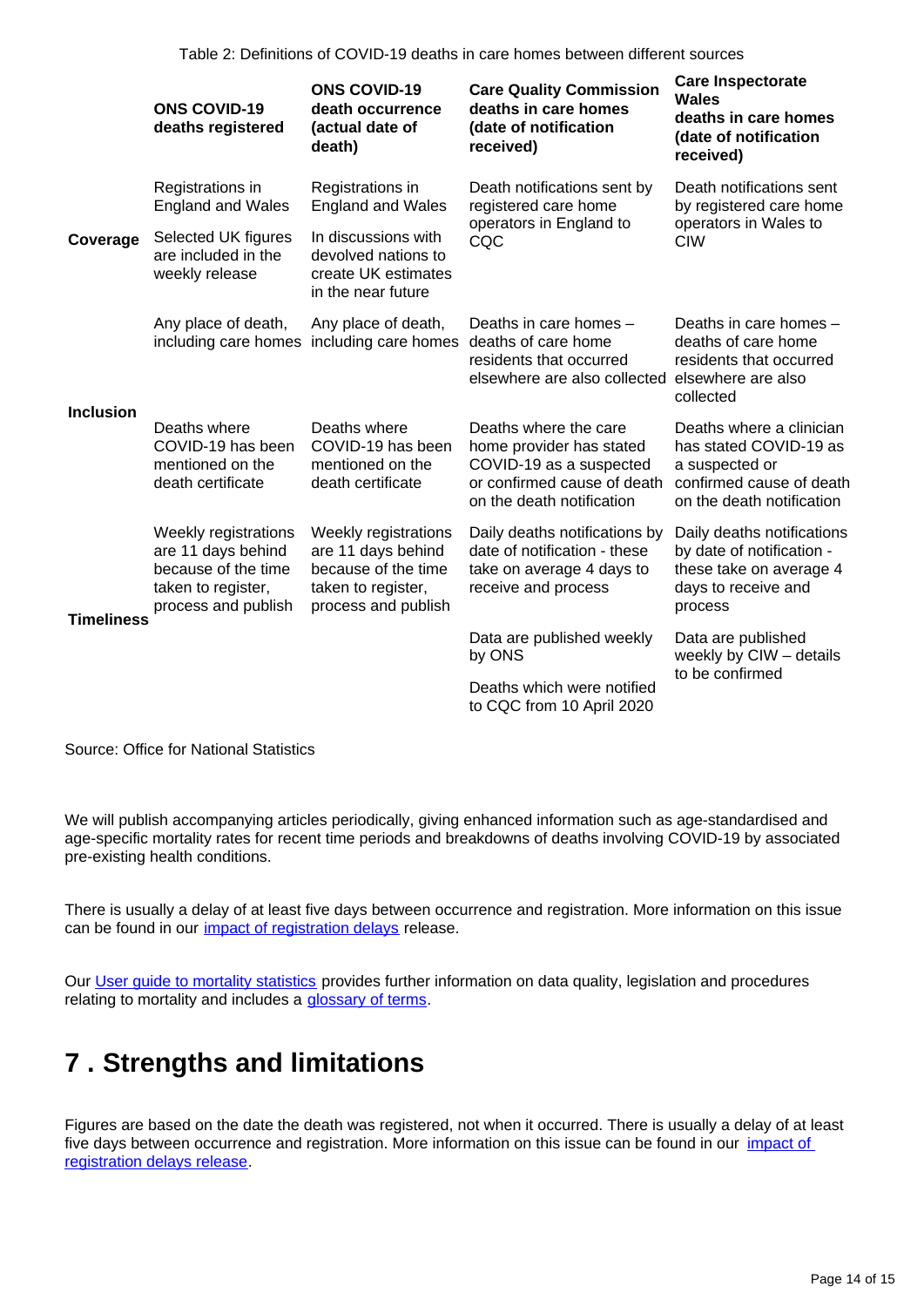Table 2: Definitions of COVID-19 deaths in care homes between different sources

| | ONS COVID-19 deaths registered | ONS COVID-19 death occurrence (actual date of death) | Care Quality Commission deaths in care homes (date of notification received) | Care Inspectorate Wales deaths in care homes (date of notification received) |
|---|---|---|---|---|
| **Coverage** | Registrations in England and Wales<br><br>Selected UK figures are included in the weekly release | Registrations in England and Wales<br><br>In discussions with devolved nations to create UK estimates in the near future | Death notifications sent by registered care home operators in England to CQC | Death notifications sent by registered care home operators in Wales to CIW |
| **Inclusion** | Any place of death, including care homes<br><br>Deaths where COVID-19 has been mentioned on the death certificate | Any place of death, including care homes<br><br>Deaths where COVID-19 has been mentioned on the death certificate | Deaths in care homes – deaths of care home residents that occurred elsewhere are also collected<br><br>Deaths where the care home provider has stated COVID-19 as a suspected or confirmed cause of death on the death notification | Deaths in care homes – deaths of care home residents that occurred elsewhere are also collected<br><br>Deaths where a clinician has stated COVID-19 as a suspected or confirmed cause of death on the death notification |
| **Timeliness** | Weekly registrations are 11 days behind because of the time taken to register, process and publish | Weekly registrations are 11 days behind because of the time taken to register, process and publish | Daily deaths notifications by date of notification - these take on average 4 days to receive and process<br><br>Data are published weekly by ONS<br><br>Deaths which were notified to CQC from 10 April 2020 | Daily deaths notifications by date of notification - these take on average 4 days to receive and process<br><br>Data are published weekly by CIW – details to be confirmed |

Source: Office for National Statistics

We will publish accompanying articles periodically, giving enhanced information such as age-standardised and age-specific mortality rates for recent time periods and breakdowns of deaths involving COVID-19 by associated pre-existing health conditions.

There is usually a delay of at least five days between occurrence and registration. More information on this issue can be found in our impact of registration delays release.

Our User guide to mortality statistics provides further information on data quality, legislation and procedures relating to mortality and includes a glossary of terms.

## 7 . Strengths and limitations

Figures are based on the date the death was registered, not when it occurred. There is usually a delay of at least five days between occurrence and registration. More information on this issue can be found in our impact of registration delays release.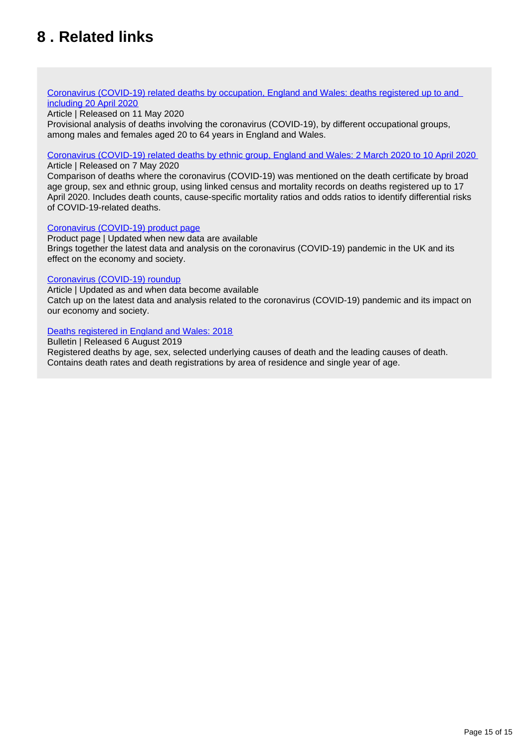## 8 . Related links

[Coronavirus (COVID-19) related deaths by occupation, England and Wales: deaths registered up to and including 20 April 2020]
Article | Released on 11 May 2020
Provisional analysis of deaths involving the coronavirus (COVID-19), by different occupational groups, among males and females aged 20 to 64 years in England and Wales.

[Coronavirus (COVID-19) related deaths by ethnic group, England and Wales: 2 March 2020 to 10 April 2020]
Article | Released on 7 May 2020
Comparison of deaths where the coronavirus (COVID-19) was mentioned on the death certificate by broad age group, sex and ethnic group, using linked census and mortality records on deaths registered up to 17 April 2020. Includes death counts, cause-specific mortality ratios and odds ratios to identify differential risks of COVID-19-related deaths.

[Coronavirus (COVID-19) product page]
Product page | Updated when new data are available
Brings together the latest data and analysis on the coronavirus (COVID-19) pandemic in the UK and its effect on the economy and society.

[Coronavirus (COVID-19) roundup]
Article | Updated as and when data become available
Catch up on the latest data and analysis related to the coronavirus (COVID-19) pandemic and its impact on our economy and society.

[Deaths registered in England and Wales: 2018]
Bulletin | Released 6 August 2019
Registered deaths by age, sex, selected underlying causes of death and the leading causes of death. Contains death rates and death registrations by area of residence and single year of age.